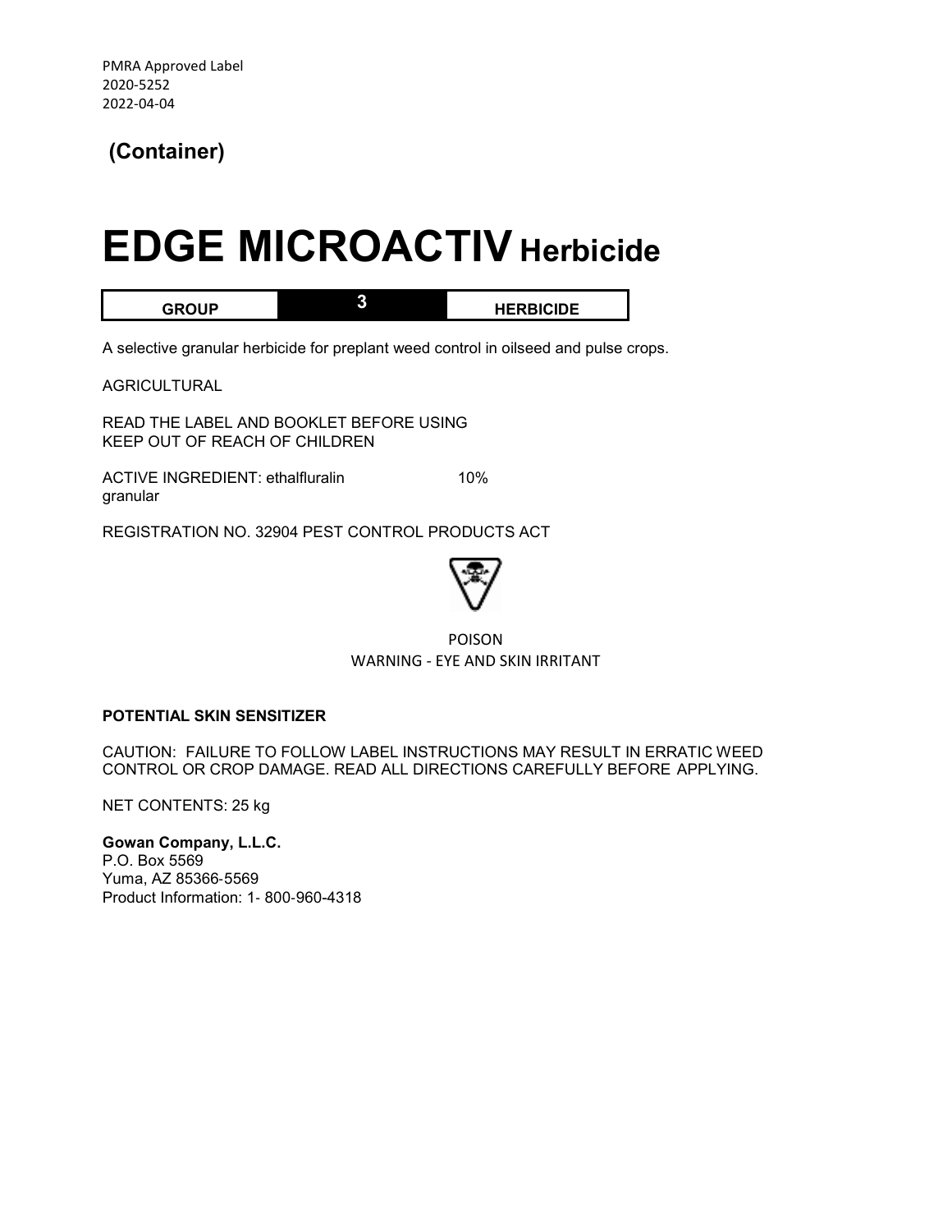PMRA Approved Label
2020-5252
2022-04-04

**(Container)**

# EDGE MICROACTIV Herbicide

| GROUP | 3 | HERBICIDE |
|---|---|---|

A selective granular herbicide for preplant weed control in oilseed and pulse crops.

AGRICULTURAL

READ THE LABEL AND BOOKLET BEFORE USING
KEEP OUT OF REACH OF CHILDREN

ACTIVE INGREDIENT: ethalfluralin 10%
granular

REGISTRATION NO. 32904 PEST CONTROL PRODUCTS ACT

POISON
WARNING - EYE AND SKIN IRRITANT

**POTENTIAL SKIN SENSITIZER**

CAUTION: FAILURE TO FOLLOW LABEL INSTRUCTIONS MAY RESULT IN ERRATIC WEED CONTROL OR CROP DAMAGE. READ ALL DIRECTIONS CAREFULLY BEFORE APPLYING.

NET CONTENTS: 25 kg

**Gowan Company, L.L.C.**
P.O. Box 5569
Yuma, AZ 85366-5569
Product Information: 1- 800-960-4318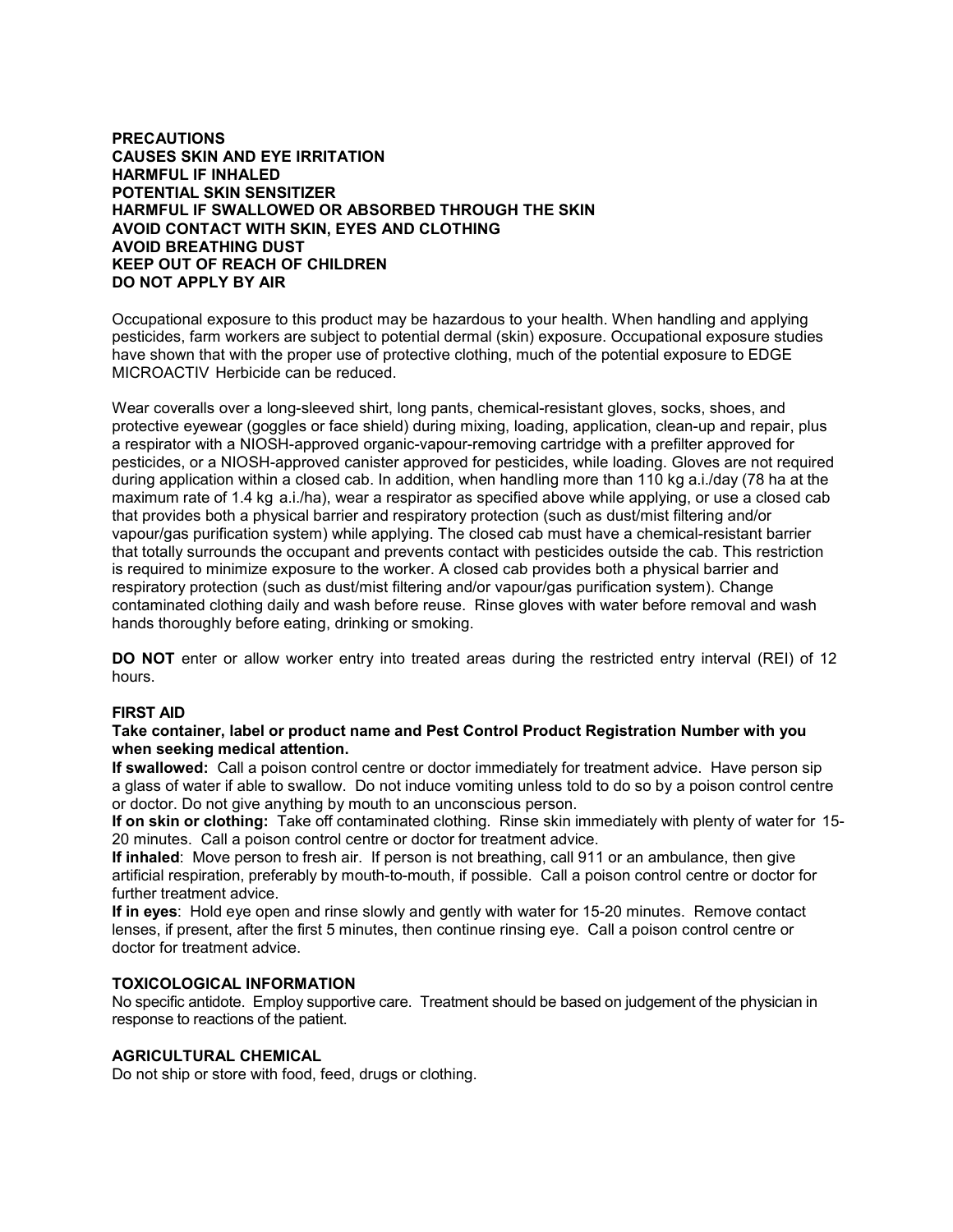**PRECAUTIONS**
**CAUSES SKIN AND EYE IRRITATION**
**HARMFUL IF INHALED**
**POTENTIAL SKIN SENSITIZER**
**HARMFUL IF SWALLOWED OR ABSORBED THROUGH THE SKIN**
**AVOID CONTACT WITH SKIN, EYES AND CLOTHING**
**AVOID BREATHING DUST**
**KEEP OUT OF REACH OF CHILDREN**
**DO NOT APPLY BY AIR**

Occupational exposure to this product may be hazardous to your health. When handling and applying pesticides, farm workers are subject to potential dermal (skin) exposure. Occupational exposure studies have shown that with the proper use of protective clothing, much of the potential exposure to EDGE MICROACTIV Herbicide can be reduced.

Wear coveralls over a long-sleeved shirt, long pants, chemical-resistant gloves, socks, shoes, and protective eyewear (goggles or face shield) during mixing, loading, application, clean-up and repair, plus a respirator with a NIOSH-approved organic-vapour-removing cartridge with a prefilter approved for pesticides, or a NIOSH-approved canister approved for pesticides, while loading. Gloves are not required during application within a closed cab. In addition, when handling more than 110 kg a.i./day (78 ha at the maximum rate of 1.4 kg a.i./ha), wear a respirator as specified above while applying, or use a closed cab that provides both a physical barrier and respiratory protection (such as dust/mist filtering and/or vapour/gas purification system) while applying. The closed cab must have a chemical-resistant barrier that totally surrounds the occupant and prevents contact with pesticides outside the cab. This restriction is required to minimize exposure to the worker. A closed cab provides both a physical barrier and respiratory protection (such as dust/mist filtering and/or vapour/gas purification system). Change contaminated clothing daily and wash before reuse. Rinse gloves with water before removal and wash hands thoroughly before eating, drinking or smoking.

**DO NOT** enter or allow worker entry into treated areas during the restricted entry interval (REI) of 12 hours.

## FIRST AID

**Take container, label or product name and Pest Control Product Registration Number with you when seeking medical attention.**

**If swallowed:** Call a poison control centre or doctor immediately for treatment advice. Have person sip a glass of water if able to swallow. Do not induce vomiting unless told to do so by a poison control centre or doctor. Do not give anything by mouth to an unconscious person.

**If on skin or clothing:** Take off contaminated clothing. Rinse skin immediately with plenty of water for 15-20 minutes. Call a poison control centre or doctor for treatment advice.

**If inhaled**: Move person to fresh air. If person is not breathing, call 911 or an ambulance, then give artificial respiration, preferably by mouth-to-mouth, if possible. Call a poison control centre or doctor for further treatment advice.

**If in eyes**: Hold eye open and rinse slowly and gently with water for 15-20 minutes. Remove contact lenses, if present, after the first 5 minutes, then continue rinsing eye. Call a poison control centre or doctor for treatment advice.

## TOXICOLOGICAL INFORMATION

No specific antidote. Employ supportive care. Treatment should be based on judgement of the physician in response to reactions of the patient.

## AGRICULTURAL CHEMICAL

Do not ship or store with food, feed, drugs or clothing.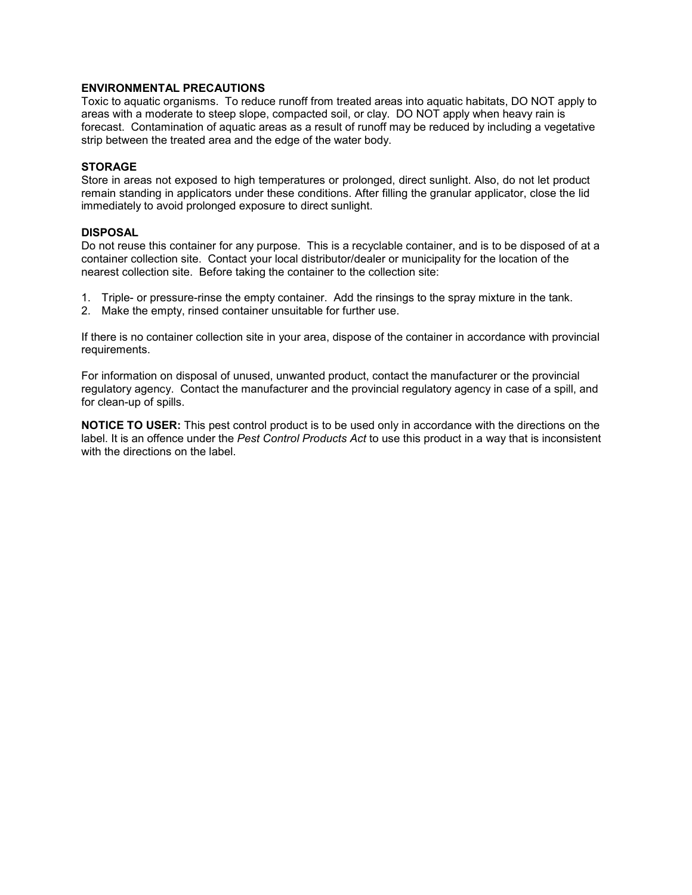## ENVIRONMENTAL PRECAUTIONS

Toxic to aquatic organisms. To reduce runoff from treated areas into aquatic habitats, DO NOT apply to areas with a moderate to steep slope, compacted soil, or clay. DO NOT apply when heavy rain is forecast. Contamination of aquatic areas as a result of runoff may be reduced by including a vegetative strip between the treated area and the edge of the water body.

## STORAGE

Store in areas not exposed to high temperatures or prolonged, direct sunlight. Also, do not let product remain standing in applicators under these conditions. After filling the granular applicator, close the lid immediately to avoid prolonged exposure to direct sunlight.

## DISPOSAL

Do not reuse this container for any purpose. This is a recyclable container, and is to be disposed of at a container collection site. Contact your local distributor/dealer or municipality for the location of the nearest collection site. Before taking the container to the collection site:

1. Triple- or pressure-rinse the empty container. Add the rinsings to the spray mixture in the tank.
2. Make the empty, rinsed container unsuitable for further use.

If there is no container collection site in your area, dispose of the container in accordance with provincial requirements.

For information on disposal of unused, unwanted product, contact the manufacturer or the provincial regulatory agency. Contact the manufacturer and the provincial regulatory agency in case of a spill, and for clean-up of spills.

**NOTICE TO USER:** This pest control product is to be used only in accordance with the directions on the label. It is an offence under the *Pest Control Products Act* to use this product in a way that is inconsistent with the directions on the label.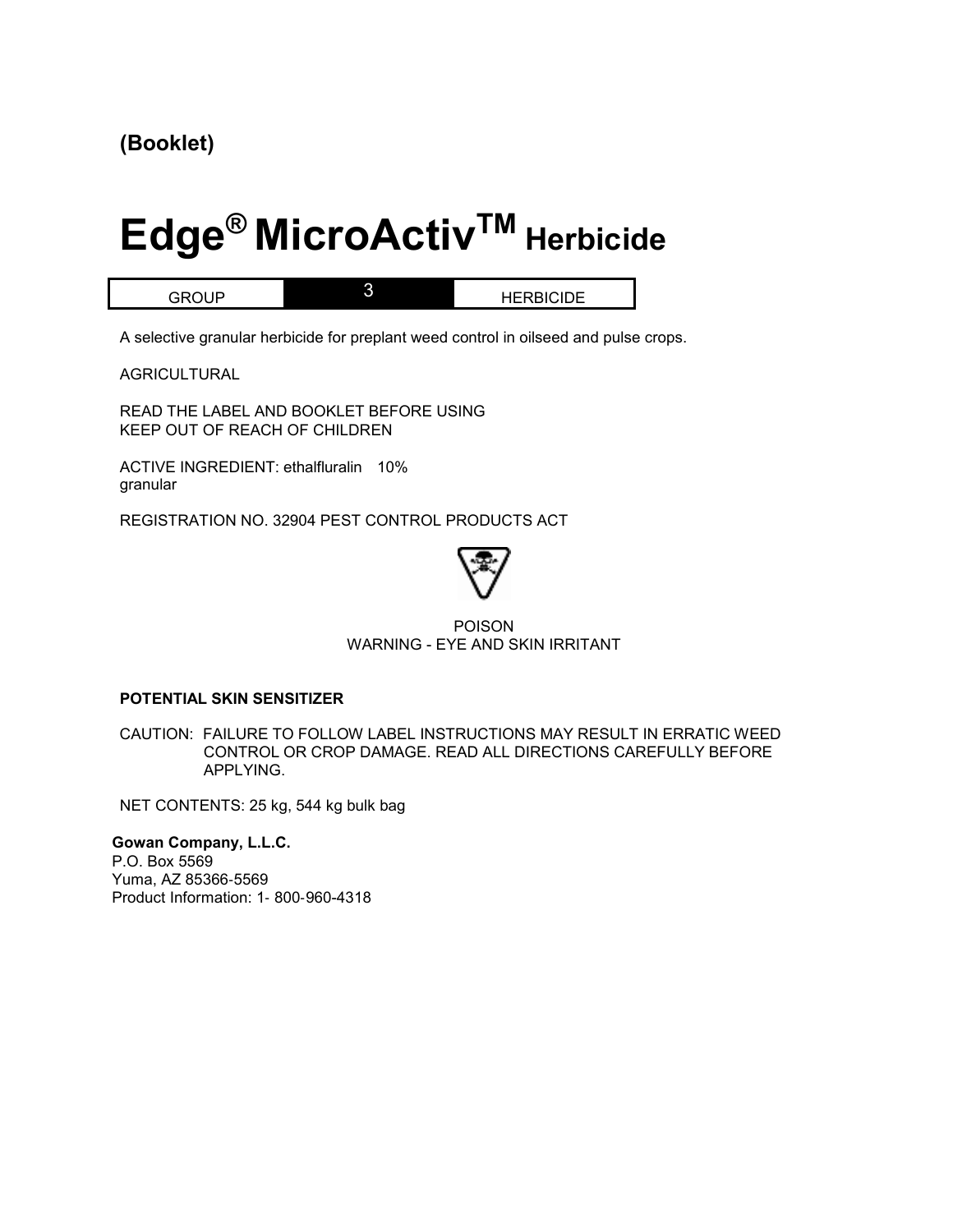**(Booklet)**

# Edge® MicroActiv™ Herbicide

| GROUP | 3 | HERBICIDE |
|---|---|---|

A selective granular herbicide for preplant weed control in oilseed and pulse crops.

AGRICULTURAL

READ THE LABEL AND BOOKLET BEFORE USING
KEEP OUT OF REACH OF CHILDREN

ACTIVE INGREDIENT: ethalfluralin 10%
granular

REGISTRATION NO. 32904 PEST CONTROL PRODUCTS ACT

POISON
WARNING - EYE AND SKIN IRRITANT

**POTENTIAL SKIN SENSITIZER**

CAUTION: FAILURE TO FOLLOW LABEL INSTRUCTIONS MAY RESULT IN ERRATIC WEED CONTROL OR CROP DAMAGE. READ ALL DIRECTIONS CAREFULLY BEFORE APPLYING.

NET CONTENTS: 25 kg, 544 kg bulk bag

**Gowan Company, L.L.C.**
P.O. Box 5569
Yuma, AZ 85366-5569
Product Information: 1- 800-960-4318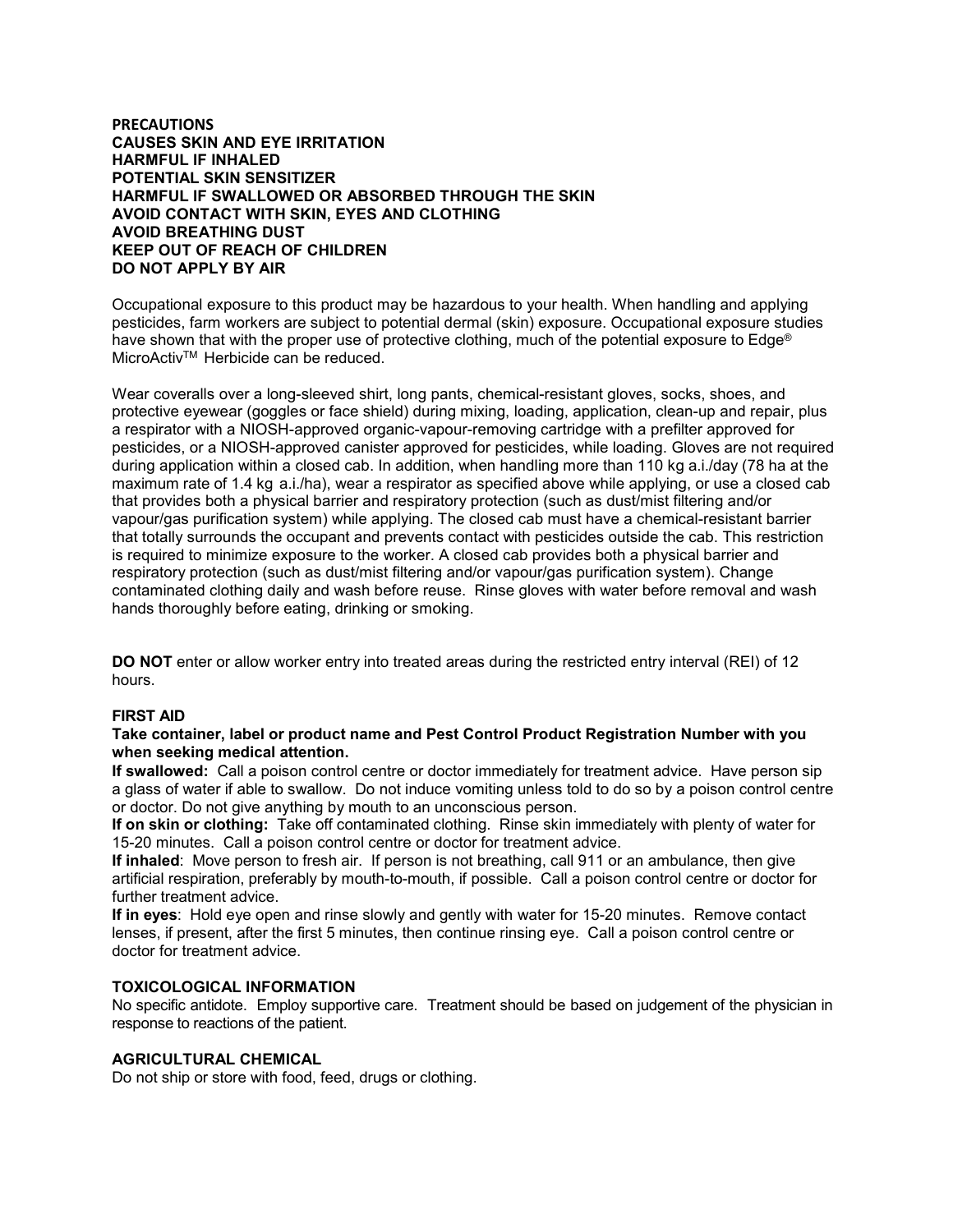**PRECAUTIONS**
**CAUSES SKIN AND EYE IRRITATION**
**HARMFUL IF INHALED**
**POTENTIAL SKIN SENSITIZER**
**HARMFUL IF SWALLOWED OR ABSORBED THROUGH THE SKIN**
**AVOID CONTACT WITH SKIN, EYES AND CLOTHING**
**AVOID BREATHING DUST**
**KEEP OUT OF REACH OF CHILDREN**
**DO NOT APPLY BY AIR**

Occupational exposure to this product may be hazardous to your health. When handling and applying pesticides, farm workers are subject to potential dermal (skin) exposure. Occupational exposure studies have shown that with the proper use of protective clothing, much of the potential exposure to Edge® MicroActiv™ Herbicide can be reduced.

Wear coveralls over a long-sleeved shirt, long pants, chemical-resistant gloves, socks, shoes, and protective eyewear (goggles or face shield) during mixing, loading, application, clean-up and repair, plus a respirator with a NIOSH-approved organic-vapour-removing cartridge with a prefilter approved for pesticides, or a NIOSH-approved canister approved for pesticides, while loading. Gloves are not required during application within a closed cab. In addition, when handling more than 110 kg a.i./day (78 ha at the maximum rate of 1.4 kg a.i./ha), wear a respirator as specified above while applying, or use a closed cab that provides both a physical barrier and respiratory protection (such as dust/mist filtering and/or vapour/gas purification system) while applying. The closed cab must have a chemical-resistant barrier that totally surrounds the occupant and prevents contact with pesticides outside the cab. This restriction is required to minimize exposure to the worker. A closed cab provides both a physical barrier and respiratory protection (such as dust/mist filtering and/or vapour/gas purification system). Change contaminated clothing daily and wash before reuse. Rinse gloves with water before removal and wash hands thoroughly before eating, drinking or smoking.

**DO NOT** enter or allow worker entry into treated areas during the restricted entry interval (REI) of 12 hours.

**FIRST AID**

**Take container, label or product name and Pest Control Product Registration Number with you when seeking medical attention.**

**If swallowed:** Call a poison control centre or doctor immediately for treatment advice. Have person sip a glass of water if able to swallow. Do not induce vomiting unless told to do so by a poison control centre or doctor. Do not give anything by mouth to an unconscious person.

**If on skin or clothing:** Take off contaminated clothing. Rinse skin immediately with plenty of water for 15-20 minutes. Call a poison control centre or doctor for treatment advice.

**If inhaled**: Move person to fresh air. If person is not breathing, call 911 or an ambulance, then give artificial respiration, preferably by mouth-to-mouth, if possible. Call a poison control centre or doctor for further treatment advice.

**If in eyes**: Hold eye open and rinse slowly and gently with water for 15-20 minutes. Remove contact lenses, if present, after the first 5 minutes, then continue rinsing eye. Call a poison control centre or doctor for treatment advice.

**TOXICOLOGICAL INFORMATION**

No specific antidote. Employ supportive care. Treatment should be based on judgement of the physician in response to reactions of the patient.

**AGRICULTURAL CHEMICAL**

Do not ship or store with food, feed, drugs or clothing.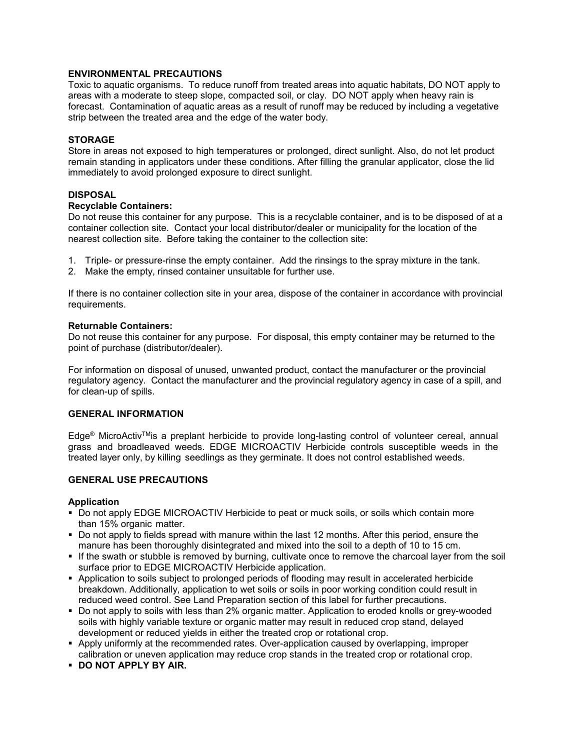## ENVIRONMENTAL PRECAUTIONS

Toxic to aquatic organisms. To reduce runoff from treated areas into aquatic habitats, DO NOT apply to areas with a moderate to steep slope, compacted soil, or clay. DO NOT apply when heavy rain is forecast. Contamination of aquatic areas as a result of runoff may be reduced by including a vegetative strip between the treated area and the edge of the water body.

## STORAGE

Store in areas not exposed to high temperatures or prolonged, direct sunlight. Also, do not let product remain standing in applicators under these conditions. After filling the granular applicator, close the lid immediately to avoid prolonged exposure to direct sunlight.

## DISPOSAL

### Recyclable Containers:

Do not reuse this container for any purpose. This is a recyclable container, and is to be disposed of at a container collection site. Contact your local distributor/dealer or municipality for the location of the nearest collection site. Before taking the container to the collection site:

1. Triple- or pressure-rinse the empty container. Add the rinsings to the spray mixture in the tank.
2. Make the empty, rinsed container unsuitable for further use.

If there is no container collection site in your area, dispose of the container in accordance with provincial requirements.

### Returnable Containers:

Do not reuse this container for any purpose. For disposal, this empty container may be returned to the point of purchase (distributor/dealer).

For information on disposal of unused, unwanted product, contact the manufacturer or the provincial regulatory agency. Contact the manufacturer and the provincial regulatory agency in case of a spill, and for clean-up of spills.

## GENERAL INFORMATION

Edge® MicroActiv™ is a preplant herbicide to provide long-lasting control of volunteer cereal, annual grass and broadleaved weeds. EDGE MICROACTIV Herbicide controls susceptible weeds in the treated layer only, by killing seedlings as they germinate. It does not control established weeds.

## GENERAL USE PRECAUTIONS

### Application

- Do not apply EDGE MICROACTIV Herbicide to peat or muck soils, or soils which contain more than 15% organic matter.
- Do not apply to fields spread with manure within the last 12 months. After this period, ensure the manure has been thoroughly disintegrated and mixed into the soil to a depth of 10 to 15 cm.
- If the swath or stubble is removed by burning, cultivate once to remove the charcoal layer from the soil surface prior to EDGE MICROACTIV Herbicide application.
- Application to soils subject to prolonged periods of flooding may result in accelerated herbicide breakdown. Additionally, application to wet soils or soils in poor working condition could result in reduced weed control. See Land Preparation section of this label for further precautions.
- Do not apply to soils with less than 2% organic matter. Application to eroded knolls or grey-wooded soils with highly variable texture or organic matter may result in reduced crop stand, delayed development or reduced yields in either the treated crop or rotational crop.
- Apply uniformly at the recommended rates. Over-application caused by overlapping, improper calibration or uneven application may reduce crop stands in the treated crop or rotational crop.
- **DO NOT APPLY BY AIR.**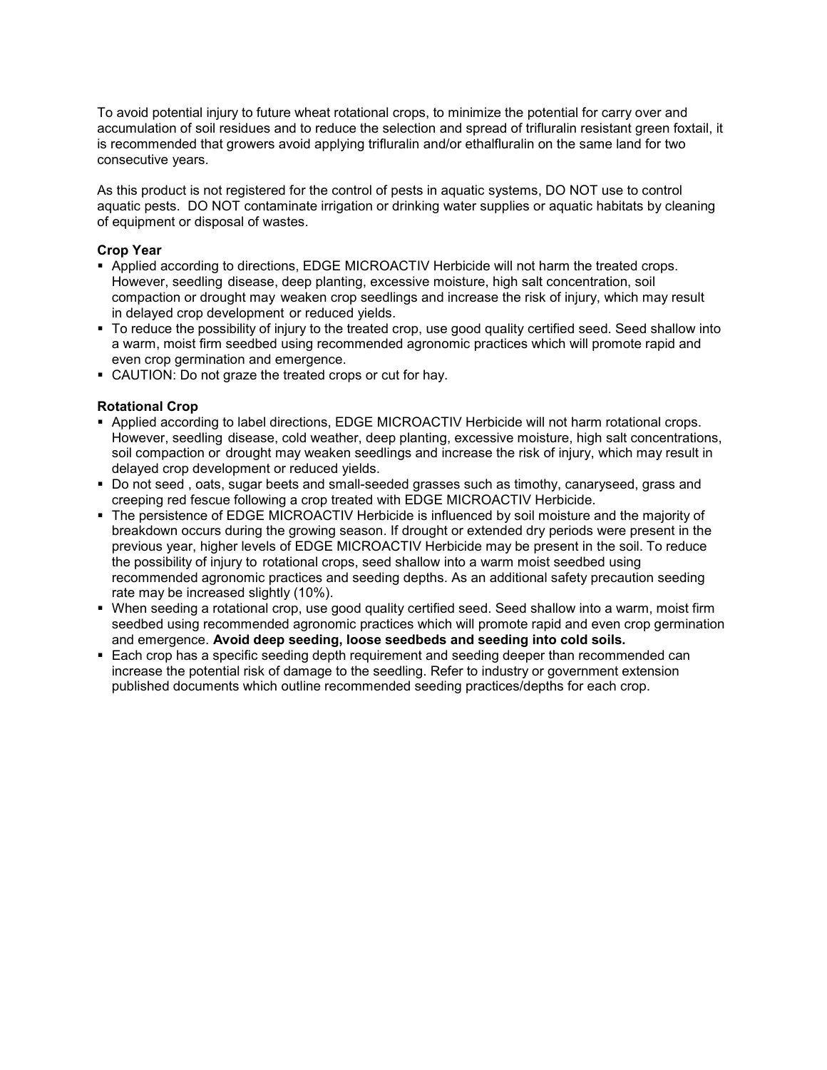To avoid potential injury to future wheat rotational crops, to minimize the potential for carry over and accumulation of soil residues and to reduce the selection and spread of trifluralin resistant green foxtail, it is recommended that growers avoid applying trifluralin and/or ethalfluralin on the same land for two consecutive years.

As this product is not registered for the control of pests in aquatic systems, DO NOT use to control aquatic pests. DO NOT contaminate irrigation or drinking water supplies or aquatic habitats by cleaning of equipment or disposal of wastes.

**Crop Year**

- Applied according to directions, EDGE MICROACTIV Herbicide will not harm the treated crops. However, seedling disease, deep planting, excessive moisture, high salt concentration, soil compaction or drought may weaken crop seedlings and increase the risk of injury, which may result in delayed crop development or reduced yields.
- To reduce the possibility of injury to the treated crop, use good quality certified seed. Seed shallow into a warm, moist firm seedbed using recommended agronomic practices which will promote rapid and even crop germination and emergence.
- CAUTION: Do not graze the treated crops or cut for hay.

**Rotational Crop**

- Applied according to label directions, EDGE MICROACTIV Herbicide will not harm rotational crops. However, seedling disease, cold weather, deep planting, excessive moisture, high salt concentrations, soil compaction or drought may weaken seedlings and increase the risk of injury, which may result in delayed crop development or reduced yields.
- Do not seed , oats, sugar beets and small-seeded grasses such as timothy, canaryseed, grass and creeping red fescue following a crop treated with EDGE MICROACTIV Herbicide.
- The persistence of EDGE MICROACTIV Herbicide is influenced by soil moisture and the majority of breakdown occurs during the growing season. If drought or extended dry periods were present in the previous year, higher levels of EDGE MICROACTIV Herbicide may be present in the soil. To reduce the possibility of injury to rotational crops, seed shallow into a warm moist seedbed using recommended agronomic practices and seeding depths. As an additional safety precaution seeding rate may be increased slightly (10%).
- When seeding a rotational crop, use good quality certified seed. Seed shallow into a warm, moist firm seedbed using recommended agronomic practices which will promote rapid and even crop germination and emergence. **Avoid deep seeding, loose seedbeds and seeding into cold soils.**
- Each crop has a specific seeding depth requirement and seeding deeper than recommended can increase the potential risk of damage to the seedling. Refer to industry or government extension published documents which outline recommended seeding practices/depths for each crop.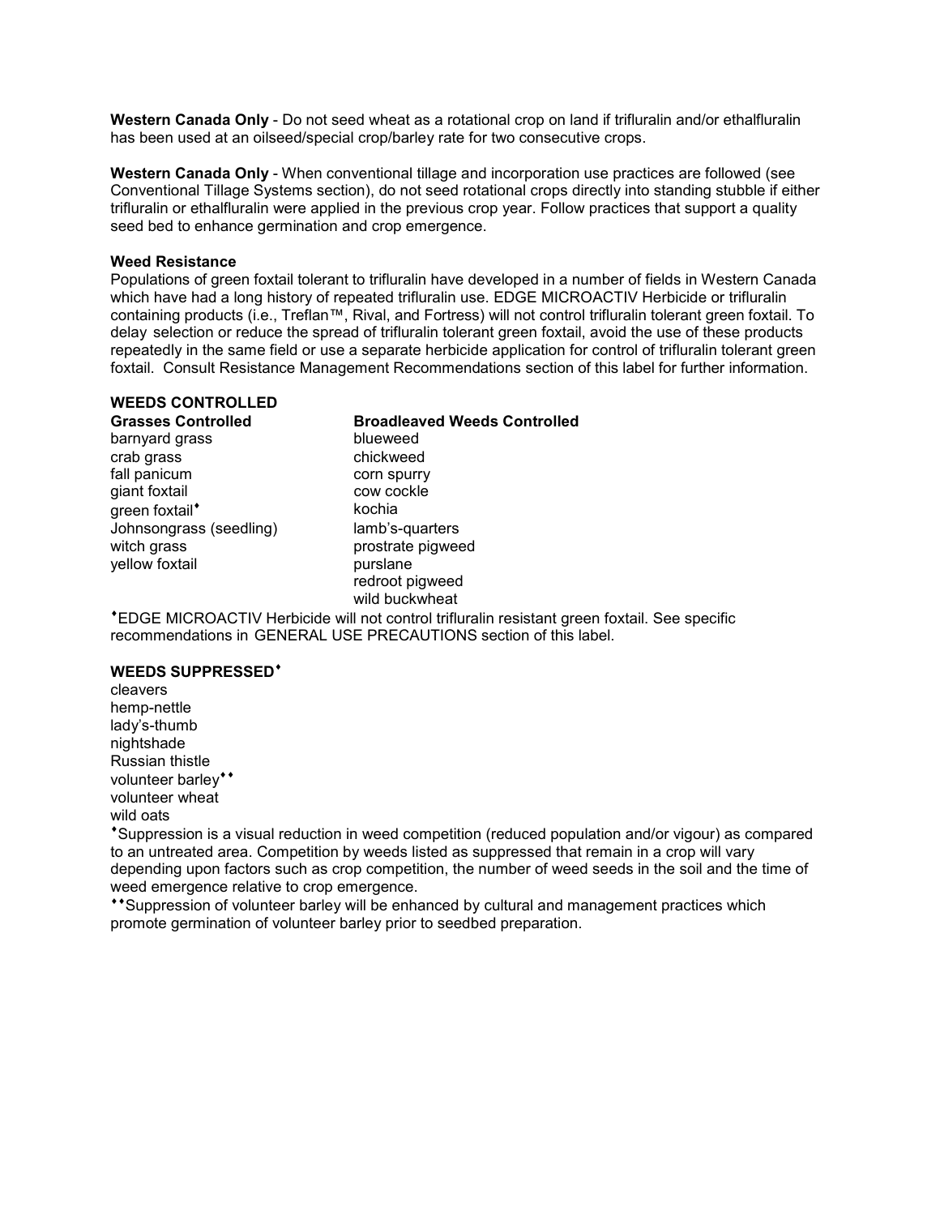**Western Canada Only** - Do not seed wheat as a rotational crop on land if trifluralin and/or ethalfluralin has been used at an oilseed/special crop/barley rate for two consecutive crops.

**Western Canada Only** - When conventional tillage and incorporation use practices are followed (see Conventional Tillage Systems section), do not seed rotational crops directly into standing stubble if either trifluralin or ethalfluralin were applied in the previous crop year. Follow practices that support a quality seed bed to enhance germination and crop emergence.

**Weed Resistance**

Populations of green foxtail tolerant to trifluralin have developed in a number of fields in Western Canada which have had a long history of repeated trifluralin use. EDGE MICROACTIV Herbicide or trifluralin containing products (i.e., Treflan™, Rival, and Fortress) will not control trifluralin tolerant green foxtail. To delay selection or reduce the spread of trifluralin tolerant green foxtail, avoid the use of these products repeatedly in the same field or use a separate herbicide application for control of trifluralin tolerant green foxtail. Consult Resistance Management Recommendations section of this label for further information.

**WEEDS CONTROLLED**

| **Grasses Controlled** | **Broadleaved Weeds Controlled** |
|---|---|
| barnyard grass | blueweed |
| crab grass | chickweed |
| fall panicum | corn spurry |
| giant foxtail | cow cockle |
| green foxtail♦ | kochia |
| Johnsongrass (seedling) | lamb's-quarters |
| witch grass | prostrate pigweed |
| yellow foxtail | purslane |
| | redroot pigweed |
| | wild buckwheat |

♦EDGE MICROACTIV Herbicide will not control trifluralin resistant green foxtail. See specific recommendations in GENERAL USE PRECAUTIONS section of this label.

**WEEDS SUPPRESSED♦**

cleavers
hemp-nettle
lady's-thumb
nightshade
Russian thistle
volunteer barley♦♦
volunteer wheat
wild oats

♦Suppression is a visual reduction in weed competition (reduced population and/or vigour) as compared to an untreated area. Competition by weeds listed as suppressed that remain in a crop will vary depending upon factors such as crop competition, the number of weed seeds in the soil and the time of weed emergence relative to crop emergence.

♦♦Suppression of volunteer barley will be enhanced by cultural and management practices which promote germination of volunteer barley prior to seedbed preparation.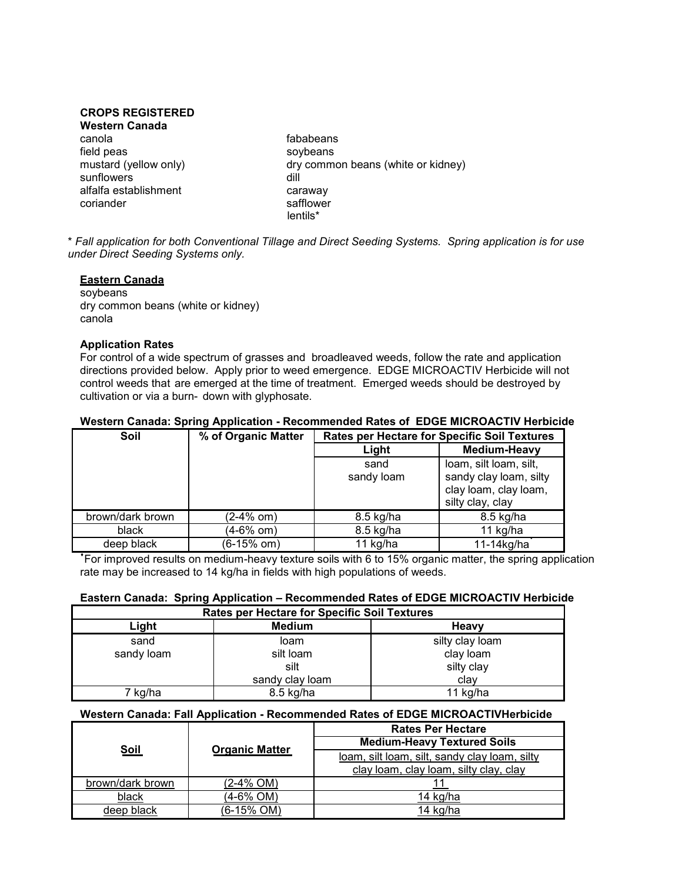**CROPS REGISTERED**

**Western Canada**

canola
field peas
mustard (yellow only)
sunflowers
alfalfa establishment
coriander
fababeans
soybeans
dry common beans (white or kidney)
dill
caraway
safflower
lentils*

*\* Fall application for both Conventional Tillage and Direct Seeding Systems. Spring application is for use under Direct Seeding Systems only.*

**Eastern Canada**

soybeans
dry common beans (white or kidney)
canola

**Application Rates**

For control of a wide spectrum of grasses and broadleaved weeds, follow the rate and application directions provided below. Apply prior to weed emergence. EDGE MICROACTIV Herbicide will not control weeds that are emerged at the time of treatment. Emerged weeds should be destroyed by cultivation or via a burn- down with glyphosate.

**Western Canada: Spring Application - Recommended Rates of EDGE MICROACTIV Herbicide**

| Soil | % of Organic Matter | Rates per Hectare for Specific Soil Textures | |
|---|---|---|---|
| | | Light | Medium-Heavy |
| | | sand<br>sandy loam | loam, silt loam, silt, sandy clay loam, silty clay loam, clay loam, silty clay, clay |
| brown/dark brown | (2-4% om) | 8.5 kg/ha | 8.5 kg/ha |
| black | (4-6% om) | 8.5 kg/ha | 11 kg/ha |
| deep black | (6-15% om) | 11 kg/ha | 11-14kg/ha* |

*For improved results on medium-heavy texture soils with 6 to 15% organic matter, the spring application rate may be increased to 14 kg/ha in fields with high populations of weeds.

**Eastern Canada: Spring Application – Recommended Rates of EDGE MICROACTIV Herbicide**

| Rates per Hectare for Specific Soil Textures | | |
|---|---|---|
| Light | Medium | Heavy |
| sand<br>sandy loam | loam<br>silt loam<br>silt<br>sandy clay loam | silty clay loam<br>clay loam<br>silty clay<br>clay |
| 7 kg/ha | 8.5 kg/ha | 11 kg/ha |

**Western Canada: Fall Application - Recommended Rates of EDGE MICROACTIVHerbicide**

| Soil | Organic Matter | Rates Per Hectare |
|---|---|---|
| | | Medium-Heavy Textured Soils |
| | | loam, silt loam, silt, sandy clay loam, silty clay loam, clay loam, silty clay, clay |
| brown/dark brown | (2-4% OM) | 11 |
| black | (4-6% OM) | 14 kg/ha |
| deep black | (6-15% OM) | 14 kg/ha |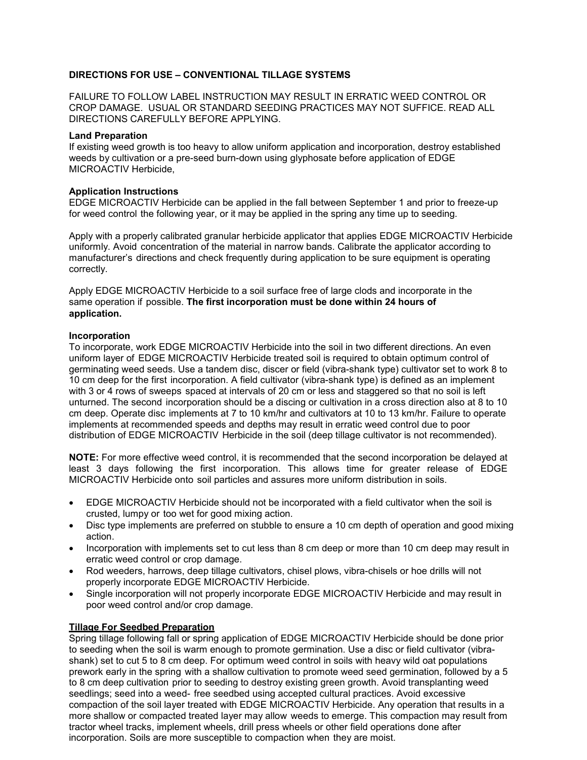## DIRECTIONS FOR USE – CONVENTIONAL TILLAGE SYSTEMS

FAILURE TO FOLLOW LABEL INSTRUCTION MAY RESULT IN ERRATIC WEED CONTROL OR CROP DAMAGE. USUAL OR STANDARD SEEDING PRACTICES MAY NOT SUFFICE. READ ALL DIRECTIONS CAREFULLY BEFORE APPLYING.

**Land Preparation**
If existing weed growth is too heavy to allow uniform application and incorporation, destroy established weeds by cultivation or a pre-seed burn-down using glyphosate before application of EDGE MICROACTIV Herbicide,

**Application Instructions**
EDGE MICROACTIV Herbicide can be applied in the fall between September 1 and prior to freeze-up for weed control the following year, or it may be applied in the spring any time up to seeding.

Apply with a properly calibrated granular herbicide applicator that applies EDGE MICROACTIV Herbicide uniformly. Avoid concentration of the material in narrow bands. Calibrate the applicator according to manufacturer's directions and check frequently during application to be sure equipment is operating correctly.

Apply EDGE MICROACTIV Herbicide to a soil surface free of large clods and incorporate in the same operation if possible. **The first incorporation must be done within 24 hours of application.**

**Incorporation**
To incorporate, work EDGE MICROACTIV Herbicide into the soil in two different directions. An even uniform layer of EDGE MICROACTIV Herbicide treated soil is required to obtain optimum control of germinating weed seeds. Use a tandem disc, discer or field (vibra-shank type) cultivator set to work 8 to 10 cm deep for the first incorporation. A field cultivator (vibra-shank type) is defined as an implement with 3 or 4 rows of sweeps spaced at intervals of 20 cm or less and staggered so that no soil is left unturned. The second incorporation should be a discing or cultivation in a cross direction also at 8 to 10 cm deep. Operate disc implements at 7 to 10 km/hr and cultivators at 10 to 13 km/hr. Failure to operate implements at recommended speeds and depths may result in erratic weed control due to poor distribution of EDGE MICROACTIV Herbicide in the soil (deep tillage cultivator is not recommended).

**NOTE:** For more effective weed control, it is recommended that the second incorporation be delayed at least 3 days following the first incorporation. This allows time for greater release of EDGE MICROACTIV Herbicide onto soil particles and assures more uniform distribution in soils.

- EDGE MICROACTIV Herbicide should not be incorporated with a field cultivator when the soil is crusted, lumpy or too wet for good mixing action.
- Disc type implements are preferred on stubble to ensure a 10 cm depth of operation and good mixing action.
- Incorporation with implements set to cut less than 8 cm deep or more than 10 cm deep may result in erratic weed control or crop damage.
- Rod weeders, harrows, deep tillage cultivators, chisel plows, vibra-chisels or hoe drills will not properly incorporate EDGE MICROACTIV Herbicide.
- Single incorporation will not properly incorporate EDGE MICROACTIV Herbicide and may result in poor weed control and/or crop damage.

**Tillage For Seedbed Preparation**
Spring tillage following fall or spring application of EDGE MICROACTIV Herbicide should be done prior to seeding when the soil is warm enough to promote germination. Use a disc or field cultivator (vibra-shank) set to cut 5 to 8 cm deep. For optimum weed control in soils with heavy wild oat populations prework early in the spring with a shallow cultivation to promote weed seed germination, followed by a 5 to 8 cm deep cultivation prior to seeding to destroy existing green growth. Avoid transplanting weed seedlings; seed into a weed- free seedbed using accepted cultural practices. Avoid excessive compaction of the soil layer treated with EDGE MICROACTIV Herbicide. Any operation that results in a more shallow or compacted treated layer may allow weeds to emerge. This compaction may result from tractor wheel tracks, implement wheels, drill press wheels or other field operations done after incorporation. Soils are more susceptible to compaction when they are moist.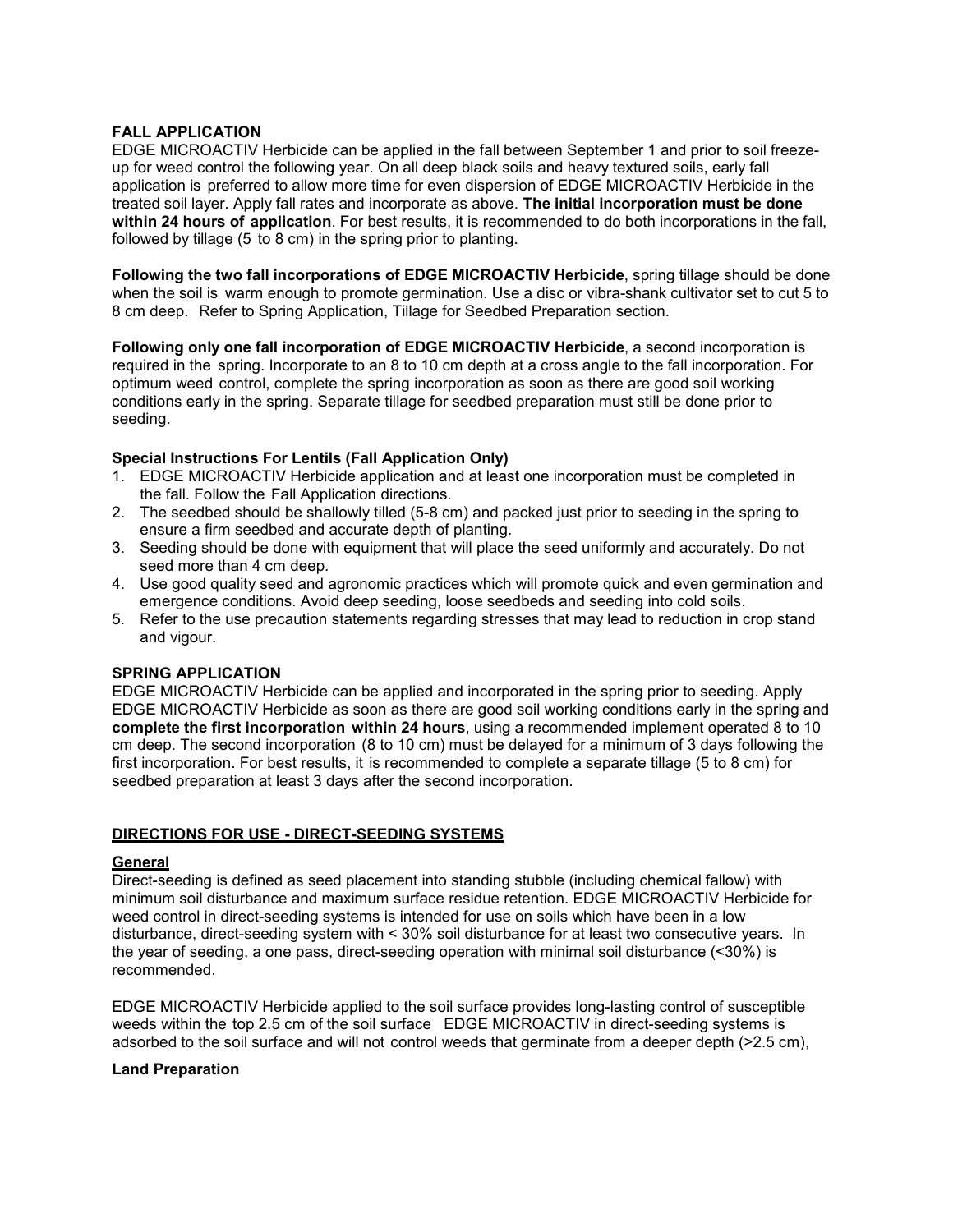**FALL APPLICATION**
EDGE MICROACTIV Herbicide can be applied in the fall between September 1 and prior to soil freeze-up for weed control the following year. On all deep black soils and heavy textured soils, early fall application is preferred to allow more time for even dispersion of EDGE MICROACTIV Herbicide in the treated soil layer. Apply fall rates and incorporate as above. **The initial incorporation must be done within 24 hours of application**. For best results, it is recommended to do both incorporations in the fall, followed by tillage (5 to 8 cm) in the spring prior to planting.

**Following the two fall incorporations of EDGE MICROACTIV Herbicide**, spring tillage should be done when the soil is warm enough to promote germination. Use a disc or vibra-shank cultivator set to cut 5 to 8 cm deep. Refer to Spring Application, Tillage for Seedbed Preparation section.

**Following only one fall incorporation of EDGE MICROACTIV Herbicide**, a second incorporation is required in the spring. Incorporate to an 8 to 10 cm depth at a cross angle to the fall incorporation. For optimum weed control, complete the spring incorporation as soon as there are good soil working conditions early in the spring. Separate tillage for seedbed preparation must still be done prior to seeding.

**Special Instructions For Lentils (Fall Application Only)**
1. EDGE MICROACTIV Herbicide application and at least one incorporation must be completed in the fall. Follow the Fall Application directions.
2. The seedbed should be shallowly tilled (5-8 cm) and packed just prior to seeding in the spring to ensure a firm seedbed and accurate depth of planting.
3. Seeding should be done with equipment that will place the seed uniformly and accurately. Do not seed more than 4 cm deep.
4. Use good quality seed and agronomic practices which will promote quick and even germination and emergence conditions. Avoid deep seeding, loose seedbeds and seeding into cold soils.
5. Refer to the use precaution statements regarding stresses that may lead to reduction in crop stand and vigour.

**SPRING APPLICATION**
EDGE MICROACTIV Herbicide can be applied and incorporated in the spring prior to seeding. Apply EDGE MICROACTIV Herbicide as soon as there are good soil working conditions early in the spring and **complete the first incorporation within 24 hours**, using a recommended implement operated 8 to 10 cm deep. The second incorporation (8 to 10 cm) must be delayed for a minimum of 3 days following the first incorporation. For best results, it is recommended to complete a separate tillage (5 to 8 cm) for seedbed preparation at least 3 days after the second incorporation.

**DIRECTIONS FOR USE - DIRECT-SEEDING SYSTEMS**

**General**
Direct-seeding is defined as seed placement into standing stubble (including chemical fallow) with minimum soil disturbance and maximum surface residue retention. EDGE MICROACTIV Herbicide for weed control in direct-seeding systems is intended for use on soils which have been in a low disturbance, direct-seeding system with < 30% soil disturbance for at least two consecutive years. In the year of seeding, a one pass, direct-seeding operation with minimal soil disturbance (<30%) is recommended.

EDGE MICROACTIV Herbicide applied to the soil surface provides long-lasting control of susceptible weeds within the top 2.5 cm of the soil surface EDGE MICROACTIV in direct-seeding systems is adsorbed to the soil surface and will not control weeds that germinate from a deeper depth (>2.5 cm),

**Land Preparation**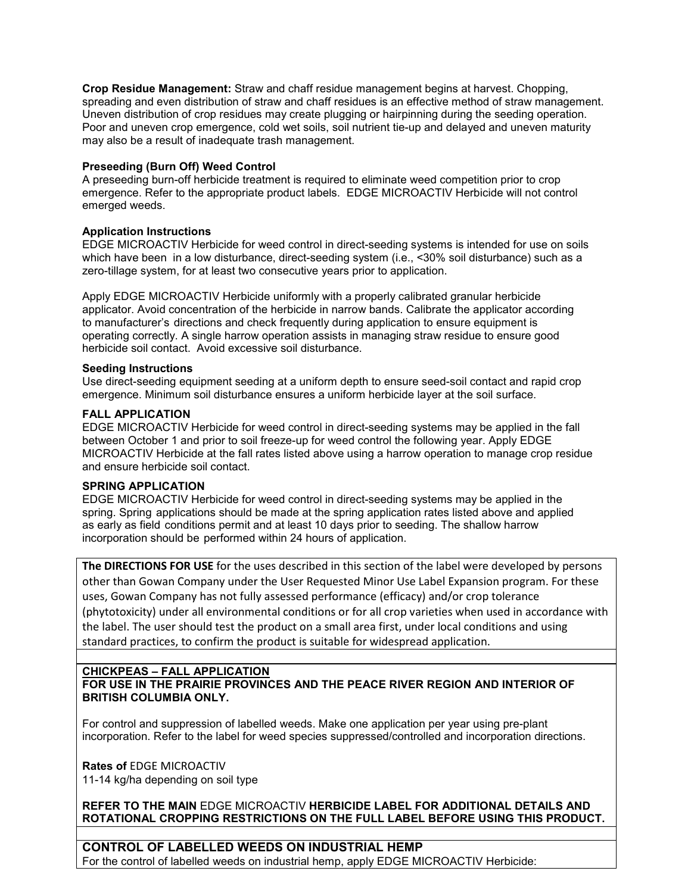**Crop Residue Management:** Straw and chaff residue management begins at harvest. Chopping, spreading and even distribution of straw and chaff residues is an effective method of straw management. Uneven distribution of crop residues may create plugging or hairpinning during the seeding operation. Poor and uneven crop emergence, cold wet soils, soil nutrient tie-up and delayed and uneven maturity may also be a result of inadequate trash management.

**Preseeding (Burn Off) Weed Control**

A preseeding burn-off herbicide treatment is required to eliminate weed competition prior to crop emergence. Refer to the appropriate product labels. EDGE MICROACTIV Herbicide will not control emerged weeds.

**Application Instructions**

EDGE MICROACTIV Herbicide for weed control in direct-seeding systems is intended for use on soils which have been in a low disturbance, direct-seeding system (i.e., <30% soil disturbance) such as a zero-tillage system, for at least two consecutive years prior to application.

Apply EDGE MICROACTIV Herbicide uniformly with a properly calibrated granular herbicide applicator. Avoid concentration of the herbicide in narrow bands. Calibrate the applicator according to manufacturer's directions and check frequently during application to ensure equipment is operating correctly. A single harrow operation assists in managing straw residue to ensure good herbicide soil contact. Avoid excessive soil disturbance.

**Seeding Instructions**

Use direct-seeding equipment seeding at a uniform depth to ensure seed-soil contact and rapid crop emergence. Minimum soil disturbance ensures a uniform herbicide layer at the soil surface.

**FALL APPLICATION**

EDGE MICROACTIV Herbicide for weed control in direct-seeding systems may be applied in the fall between October 1 and prior to soil freeze-up for weed control the following year. Apply EDGE MICROACTIV Herbicide at the fall rates listed above using a harrow operation to manage crop residue and ensure herbicide soil contact.

**SPRING APPLICATION**

EDGE MICROACTIV Herbicide for weed control in direct-seeding systems may be applied in the spring. Spring applications should be made at the spring application rates listed above and applied as early as field conditions permit and at least 10 days prior to seeding. The shallow harrow incorporation should be performed within 24 hours of application.

**The DIRECTIONS FOR USE** for the uses described in this section of the label were developed by persons other than Gowan Company under the User Requested Minor Use Label Expansion program. For these uses, Gowan Company has not fully assessed performance (efficacy) and/or crop tolerance (phytotoxicity) under all environmental conditions or for all crop varieties when used in accordance with the label. The user should test the product on a small area first, under local conditions and using standard practices, to confirm the product is suitable for widespread application.

**CHICKPEAS – FALL APPLICATION**

**FOR USE IN THE PRAIRIE PROVINCES AND THE PEACE RIVER REGION AND INTERIOR OF BRITISH COLUMBIA ONLY.**

For control and suppression of labelled weeds. Make one application per year using pre-plant incorporation. Refer to the label for weed species suppressed/controlled and incorporation directions.

**Rates of** EDGE MICROACTIV

11-14 kg/ha depending on soil type

**REFER TO THE MAIN** EDGE MICROACTIV **HERBICIDE LABEL FOR ADDITIONAL DETAILS AND ROTATIONAL CROPPING RESTRICTIONS ON THE FULL LABEL BEFORE USING THIS PRODUCT.**

**CONTROL OF LABELLED WEEDS ON INDUSTRIAL HEMP**

For the control of labelled weeds on industrial hemp, apply EDGE MICROACTIV Herbicide: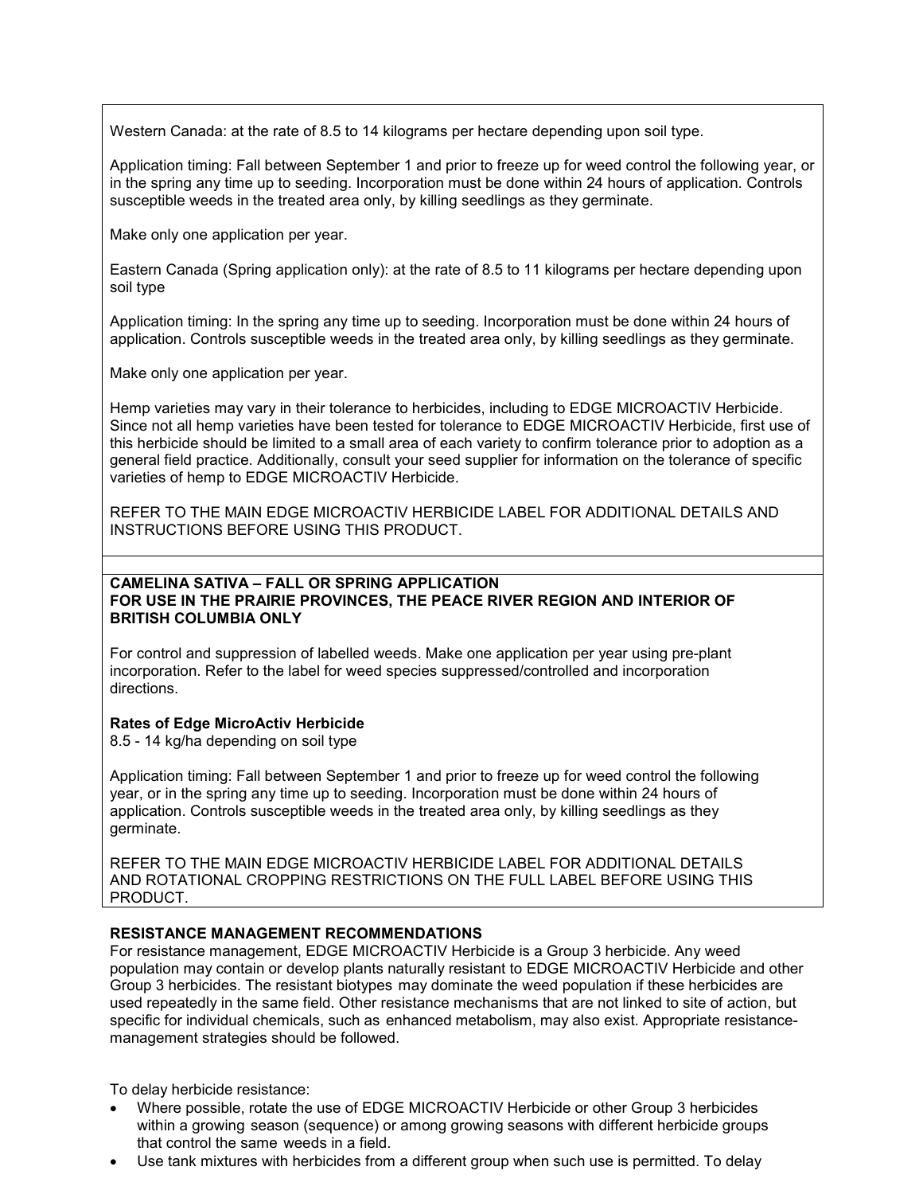Western Canada: at the rate of 8.5 to 14 kilograms per hectare depending upon soil type.

Application timing: Fall between September 1 and prior to freeze up for weed control the following year, or in the spring any time up to seeding. Incorporation must be done within 24 hours of application. Controls susceptible weeds in the treated area only, by killing seedlings as they germinate.

Make only one application per year.

Eastern Canada (Spring application only): at the rate of 8.5 to 11 kilograms per hectare depending upon soil type

Application timing: In the spring any time up to seeding. Incorporation must be done within 24 hours of application. Controls susceptible weeds in the treated area only, by killing seedlings as they germinate.

Make only one application per year.

Hemp varieties may vary in their tolerance to herbicides, including to EDGE MICROACTIV Herbicide. Since not all hemp varieties have been tested for tolerance to EDGE MICROACTIV Herbicide, first use of this herbicide should be limited to a small area of each variety to confirm tolerance prior to adoption as a general field practice. Additionally, consult your seed supplier for information on the tolerance of specific varieties of hemp to EDGE MICROACTIV Herbicide.

REFER TO THE MAIN EDGE MICROACTIV HERBICIDE LABEL FOR ADDITIONAL DETAILS AND INSTRUCTIONS BEFORE USING THIS PRODUCT.

**CAMELINA SATIVA – FALL OR SPRING APPLICATION**
**FOR USE IN THE PRAIRIE PROVINCES, THE PEACE RIVER REGION AND INTERIOR OF BRITISH COLUMBIA ONLY**

For control and suppression of labelled weeds. Make one application per year using pre-plant incorporation. Refer to the label for weed species suppressed/controlled and incorporation directions.

**Rates of Edge MicroActiv Herbicide**
8.5 - 14 kg/ha depending on soil type

Application timing: Fall between September 1 and prior to freeze up for weed control the following year, or in the spring any time up to seeding. Incorporation must be done within 24 hours of application. Controls susceptible weeds in the treated area only, by killing seedlings as they germinate.

REFER TO THE MAIN EDGE MICROACTIV HERBICIDE LABEL FOR ADDITIONAL DETAILS AND ROTATIONAL CROPPING RESTRICTIONS ON THE FULL LABEL BEFORE USING THIS PRODUCT.

**RESISTANCE MANAGEMENT RECOMMENDATIONS**
For resistance management, EDGE MICROACTIV Herbicide is a Group 3 herbicide. Any weed population may contain or develop plants naturally resistant to EDGE MICROACTIV Herbicide and other Group 3 herbicides. The resistant biotypes may dominate the weed population if these herbicides are used repeatedly in the same field. Other resistance mechanisms that are not linked to site of action, but specific for individual chemicals, such as enhanced metabolism, may also exist. Appropriate resistance-management strategies should be followed.

To delay herbicide resistance:

- Where possible, rotate the use of EDGE MICROACTIV Herbicide or other Group 3 herbicides within a growing season (sequence) or among growing seasons with different herbicide groups that control the same weeds in a field.
- Use tank mixtures with herbicides from a different group when such use is permitted. To delay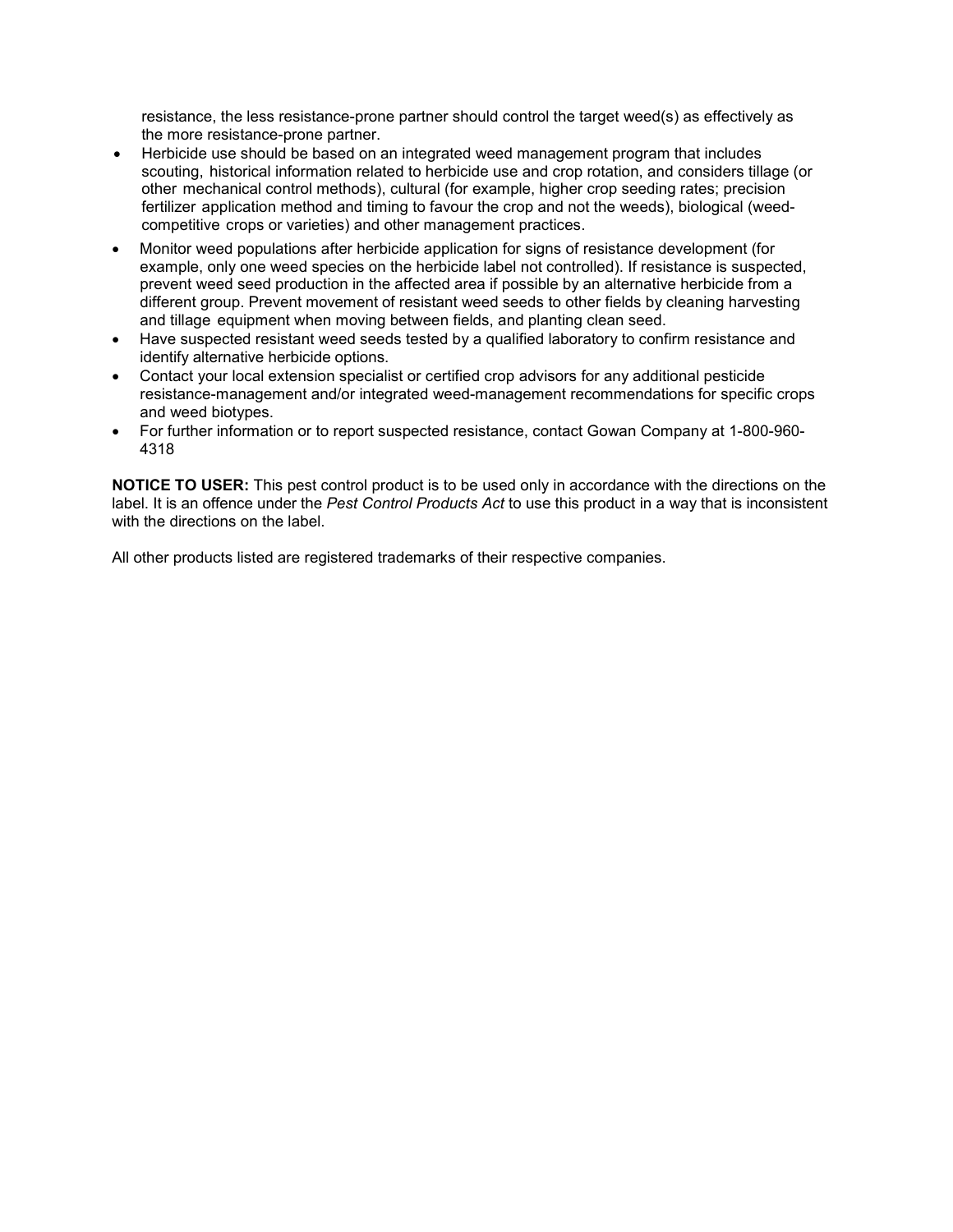resistance, the less resistance-prone partner should control the target weed(s) as effectively as the more resistance-prone partner.

- Herbicide use should be based on an integrated weed management program that includes scouting, historical information related to herbicide use and crop rotation, and considers tillage (or other mechanical control methods), cultural (for example, higher crop seeding rates; precision fertilizer application method and timing to favour the crop and not the weeds), biological (weed-competitive crops or varieties) and other management practices.
- Monitor weed populations after herbicide application for signs of resistance development (for example, only one weed species on the herbicide label not controlled). If resistance is suspected, prevent weed seed production in the affected area if possible by an alternative herbicide from a different group. Prevent movement of resistant weed seeds to other fields by cleaning harvesting and tillage equipment when moving between fields, and planting clean seed.
- Have suspected resistant weed seeds tested by a qualified laboratory to confirm resistance and identify alternative herbicide options.
- Contact your local extension specialist or certified crop advisors for any additional pesticide resistance-management and/or integrated weed-management recommendations for specific crops and weed biotypes.
- For further information or to report suspected resistance, contact Gowan Company at 1-800-960-4318

**NOTICE TO USER:** This pest control product is to be used only in accordance with the directions on the label. It is an offence under the *Pest Control Products Act* to use this product in a way that is inconsistent with the directions on the label.

All other products listed are registered trademarks of their respective companies.